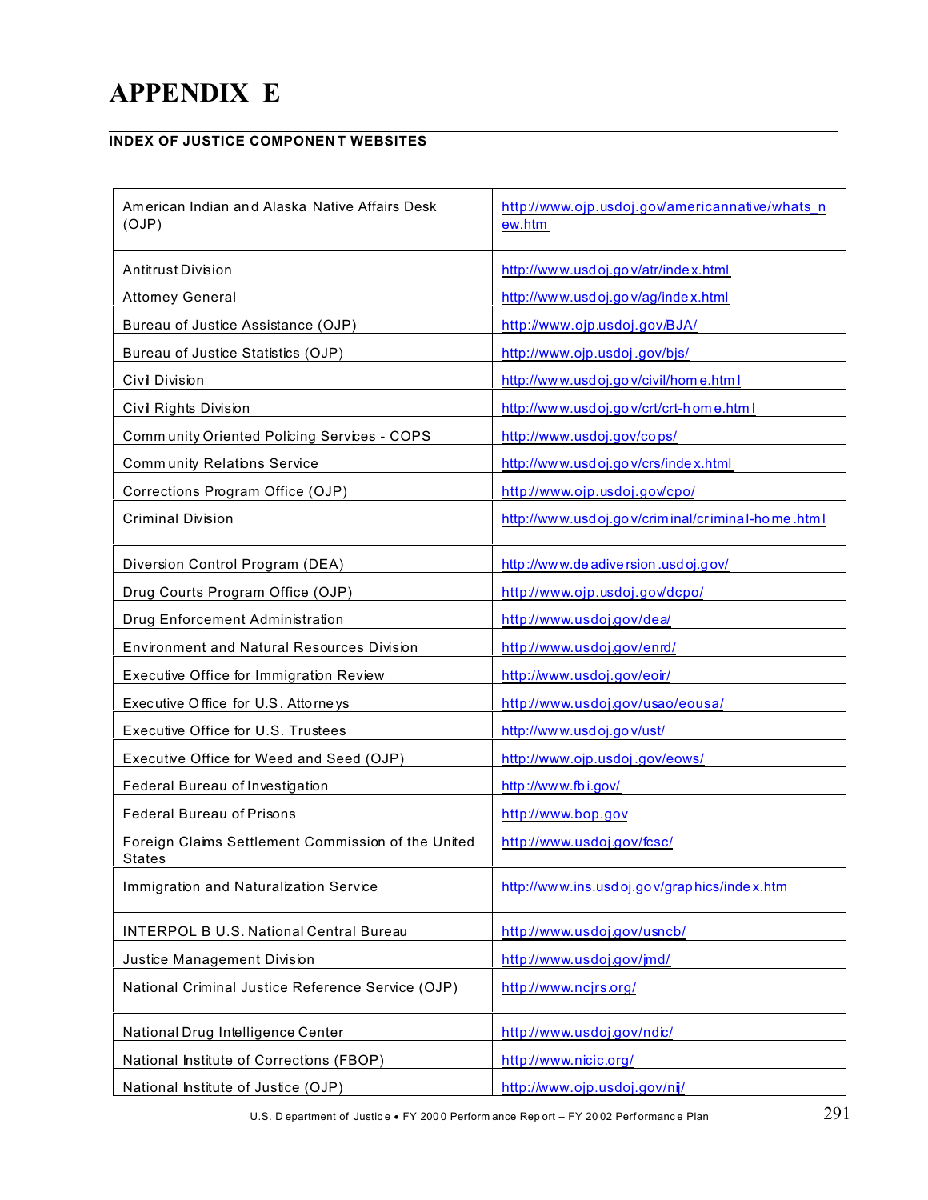# APPENDIX E

## INDEX OF JUSTICE COMPONENT WEBSITES

| | |
|---|---|
| American Indian and Alaska Native Affairs Desk (OJP) | http://www.ojp.usdoj.gov/americannative/whats_new.htm |
| Antitrust Division | http://www.usdoj.gov/atr/index.html |
| Attorney General | http://www.usdoj.gov/ag/index.html |
| Bureau of Justice Assistance (OJP) | http://www.ojp.usdoj.gov/BJA/ |
| Bureau of Justice Statistics (OJP) | http://www.ojp.usdoj.gov/bjs/ |
| Civil Division | http://www.usdoj.gov/civil/home.html |
| Civil Rights Division | http://www.usdoj.gov/crt/crt-home.html |
| Community Oriented Policing Services - COPS | http://www.usdoj.gov/cops/ |
| Community Relations Service | http://www.usdoj.gov/crs/index.html |
| Corrections Program Office (OJP) | http://www.ojp.usdoj.gov/cpo/ |
| Criminal Division | http://www.usdoj.gov/criminal/criminal-home.html |
| Diversion Control Program (DEA) | http://www.deadiversion.usdoj.gov/ |
| Drug Courts Program Office (OJP) | http://www.ojp.usdoj.gov/dcpo/ |
| Drug Enforcement Administration | http://www.usdoj.gov/dea/ |
| Environment and Natural Resources Division | http://www.usdoj.gov/enrd/ |
| Executive Office for Immigration Review | http://www.usdoj.gov/eoir/ |
| Executive Office for U.S. Attorneys | http://www.usdoj.gov/usao/eousa/ |
| Executive Office for U.S. Trustees | http://www.usdoj.gov/ust/ |
| Executive Office for Weed and Seed (OJP) | http://www.ojp.usdoj.gov/eows/ |
| Federal Bureau of Investigation | http://www.fbi.gov/ |
| Federal Bureau of Prisons | http://www.bop.gov |
| Foreign Claims Settlement Commission of the United States | http://www.usdoj.gov/fcsc/ |
| Immigration and Naturalization Service | http://www.ins.usdoj.gov/graphics/index.htm |
| INTERPOL B U.S. National Central Bureau | http://www.usdoj.gov/usncb/ |
| Justice Management Division | http://www.usdoj.gov/jmd/ |
| National Criminal Justice Reference Service (OJP) | http://www.ncjrs.org/ |
| National Drug Intelligence Center | http://www.usdoj.gov/ndic/ |
| National Institute of Corrections (FBOP) | http://www.nicic.org/ |
| National Institute of Justice (OJP) | http://www.ojp.usdoj.gov/nij/ |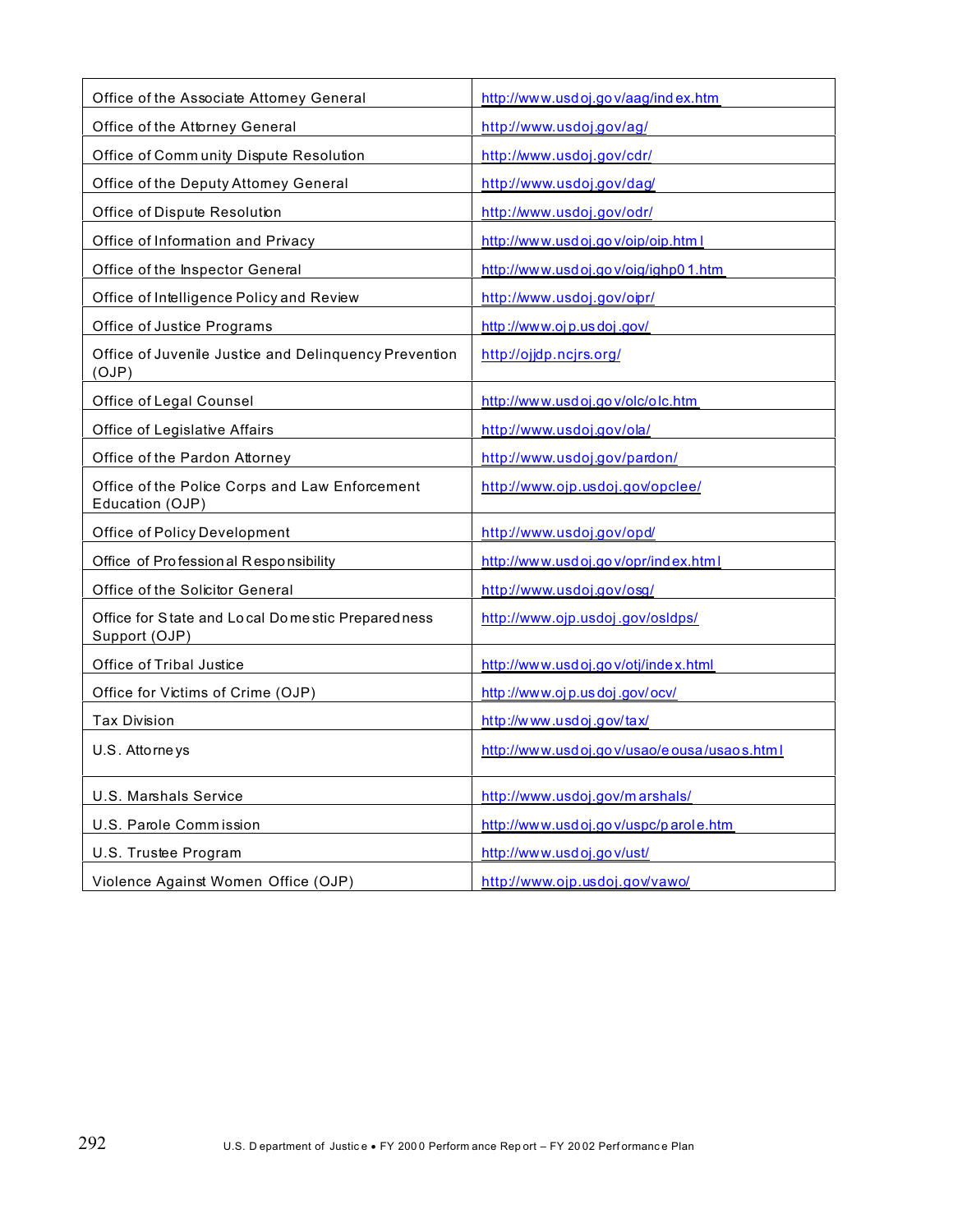| | |
|---|---|
| Office of the Associate Attorney General | http://www.usdoj.gov/aag/index.htm |
| Office of the Attorney General | http://www.usdoj.gov/ag/ |
| Office of Community Dispute Resolution | http://www.usdoj.gov/cdr/ |
| Office of the Deputy Attorney General | http://www.usdoj.gov/dag/ |
| Office of Dispute Resolution | http://www.usdoj.gov/odr/ |
| Office of Information and Privacy | http://www.usdoj.gov/oip/oip.html |
| Office of the Inspector General | http://www.usdoj.gov/oig/ighp01.htm |
| Office of Intelligence Policy and Review | http://www.usdoj.gov/oipr/ |
| Office of Justice Programs | http://www.ojp.usdoj.gov/ |
| Office of Juvenile Justice and Delinquency Prevention (OJP) | http://ojjdp.ncjrs.org/ |
| Office of Legal Counsel | http://www.usdoj.gov/olc/olc.htm |
| Office of Legislative Affairs | http://www.usdoj.gov/ola/ |
| Office of the Pardon Attorney | http://www.usdoj.gov/pardon/ |
| Office of the Police Corps and Law Enforcement Education (OJP) | http://www.ojp.usdoj.gov/opclee/ |
| Office of Policy Development | http://www.usdoj.gov/opd/ |
| Office of Professional Responsibility | http://www.usdoj.gov/opr/index.html |
| Office of the Solicitor General | http://www.usdoj.gov/osg/ |
| Office for State and Local Domestic Preparedness Support (OJP) | http://www.ojp.usdoj.gov/osldps/ |
| Office of Tribal Justice | http://www.usdoj.gov/otj/index.html |
| Office for Victims of Crime (OJP) | http://www.ojp.usdoj.gov/ocv/ |
| Tax Division | http://www.usdoj.gov/tax/ |
| U.S. Attorneys | http://www.usdoj.gov/usao/eousa/usaos.html |
| U.S. Marshals Service | http://www.usdoj.gov/marshals/ |
| U.S. Parole Commission | http://www.usdoj.gov/uspc/parole.htm |
| U.S. Trustee Program | http://www.usdoj.gov/ust/ |
| Violence Against Women Office (OJP) | http://www.ojp.usdoj.gov/vawo/ |